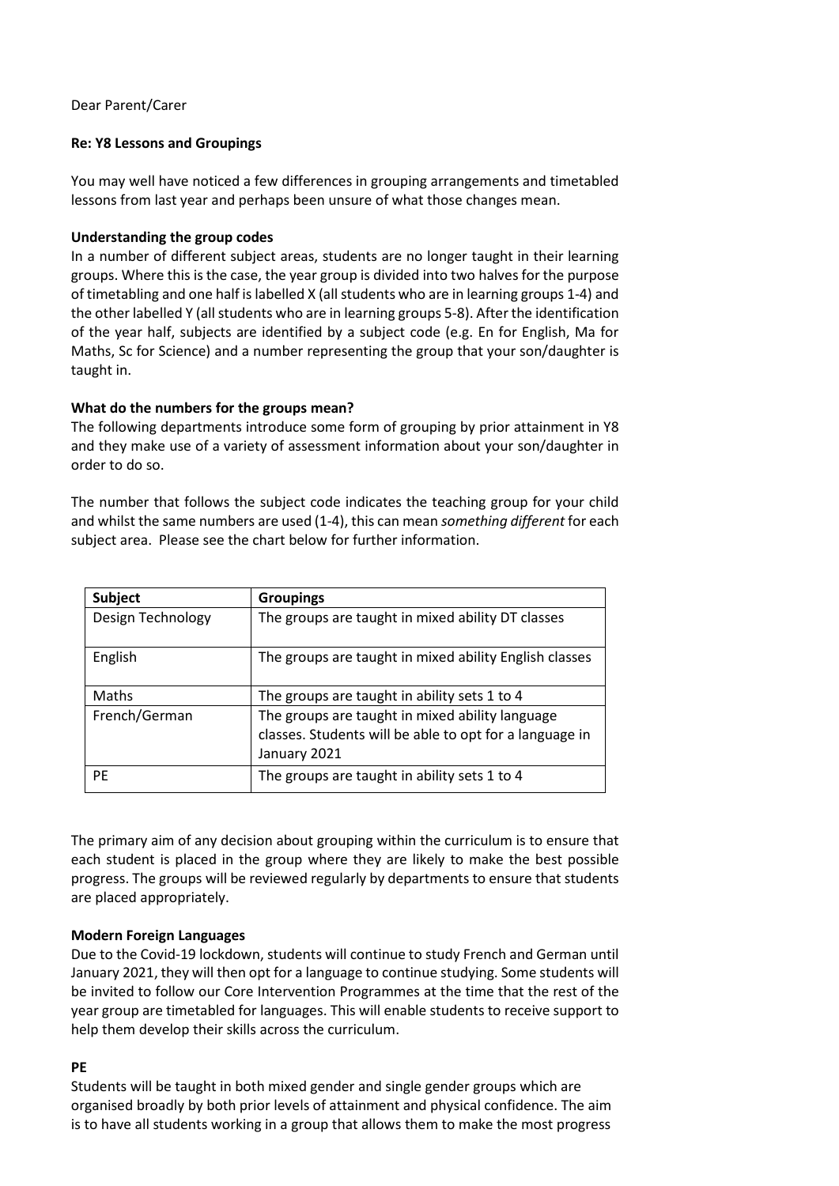Dear Parent/Carer

**Re: Y8 Lessons and Groupings**

You may well have noticed a few differences in grouping arrangements and timetabled lessons from last year and perhaps been unsure of what those changes mean.

**Understanding the group codes**

In a number of different subject areas, students are no longer taught in their learning groups. Where this is the case, the year group is divided into two halves for the purpose of timetabling and one half is labelled X (all students who are in learning groups 1-4) and the other labelled Y (all students who are in learning groups 5-8). After the identification of the year half, subjects are identified by a subject code (e.g. En for English, Ma for Maths, Sc for Science) and a number representing the group that your son/daughter is taught in.

**What do the numbers for the groups mean?**

The following departments introduce some form of grouping by prior attainment in Y8 and they make use of a variety of assessment information about your son/daughter in order to do so.

The number that follows the subject code indicates the teaching group for your child and whilst the same numbers are used (1-4), this can mean *something different* for each subject area. Please see the chart below for further information.

| Subject | Groupings |
|---|---|
| Design Technology | The groups are taught in mixed ability DT classes |
| English | The groups are taught in mixed ability English classes |
| Maths | The groups are taught in ability sets 1 to 4 |
| French/German | The groups are taught in mixed ability language classes. Students will be able to opt for a language in January 2021 |
| PE | The groups are taught in ability sets 1 to 4 |

The primary aim of any decision about grouping within the curriculum is to ensure that each student is placed in the group where they are likely to make the best possible progress. The groups will be reviewed regularly by departments to ensure that students are placed appropriately.

**Modern Foreign Languages**

Due to the Covid-19 lockdown, students will continue to study French and German until January 2021, they will then opt for a language to continue studying. Some students will be invited to follow our Core Intervention Programmes at the time that the rest of the year group are timetabled for languages. This will enable students to receive support to help them develop their skills across the curriculum.

**PE**

Students will be taught in both mixed gender and single gender groups which are organised broadly by both prior levels of attainment and physical confidence. The aim is to have all students working in a group that allows them to make the most progress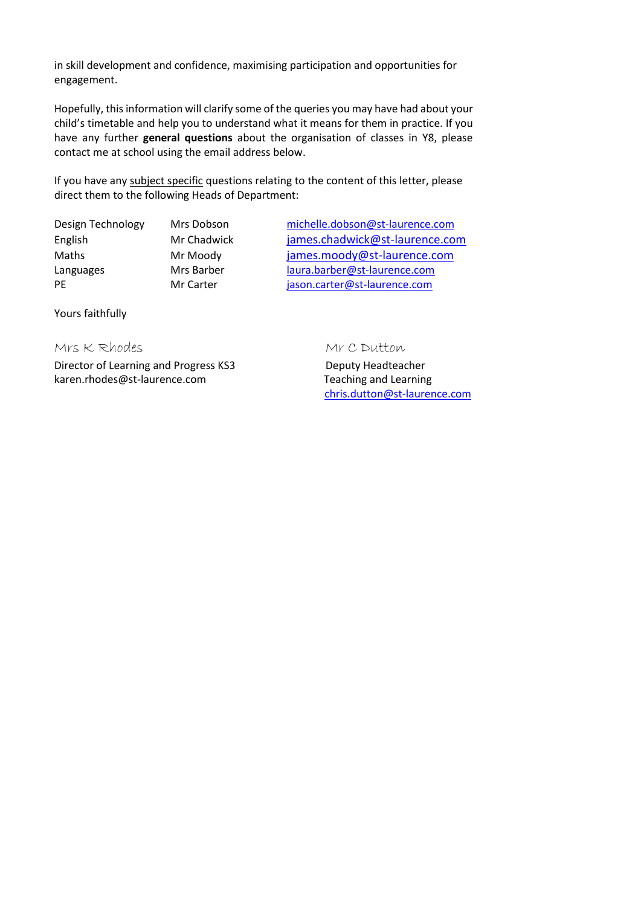in skill development and confidence, maximising participation and opportunities for engagement.

Hopefully, this information will clarify some of the queries you may have had about your child's timetable and help you to understand what it means for them in practice. If you have any further **general questions** about the organisation of classes in Y8, please contact me at school using the email address below.

If you have any subject specific questions relating to the content of this letter, please direct them to the following Heads of Department:

| | | |
|---|---|---|
| Design Technology | Mrs Dobson | michelle.dobson@st-laurence.com |
| English | Mr Chadwick | james.chadwick@st-laurence.com |
| Maths | Mr Moody | james.moody@st-laurence.com |
| Languages | Mrs Barber | laura.barber@st-laurence.com |
| PE | Mr Carter | jason.carter@st-laurence.com |

Yours faithfully

Mrs K Rhodes

Director of Learning and Progress KS3
karen.rhodes@st-laurence.com

Mr C Dutton

Deputy Headteacher
Teaching and Learning
chris.dutton@st-laurence.com